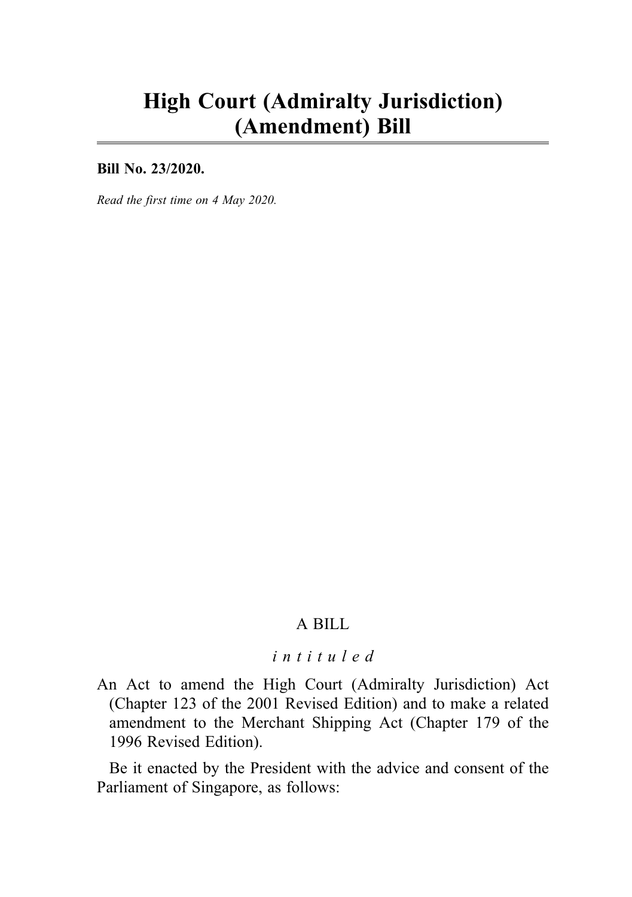# High Court (Admiralty Jurisdiction) (Amendment) Bill

**Bill No. 23/2020.**

*Read the first time on 4 May 2020.*

A BILL

*intituled*

An Act to amend the High Court (Admiralty Jurisdiction) Act (Chapter 123 of the 2001 Revised Edition) and to make a related amendment to the Merchant Shipping Act (Chapter 179 of the 1996 Revised Edition).

Be it enacted by the President with the advice and consent of the Parliament of Singapore, as follows: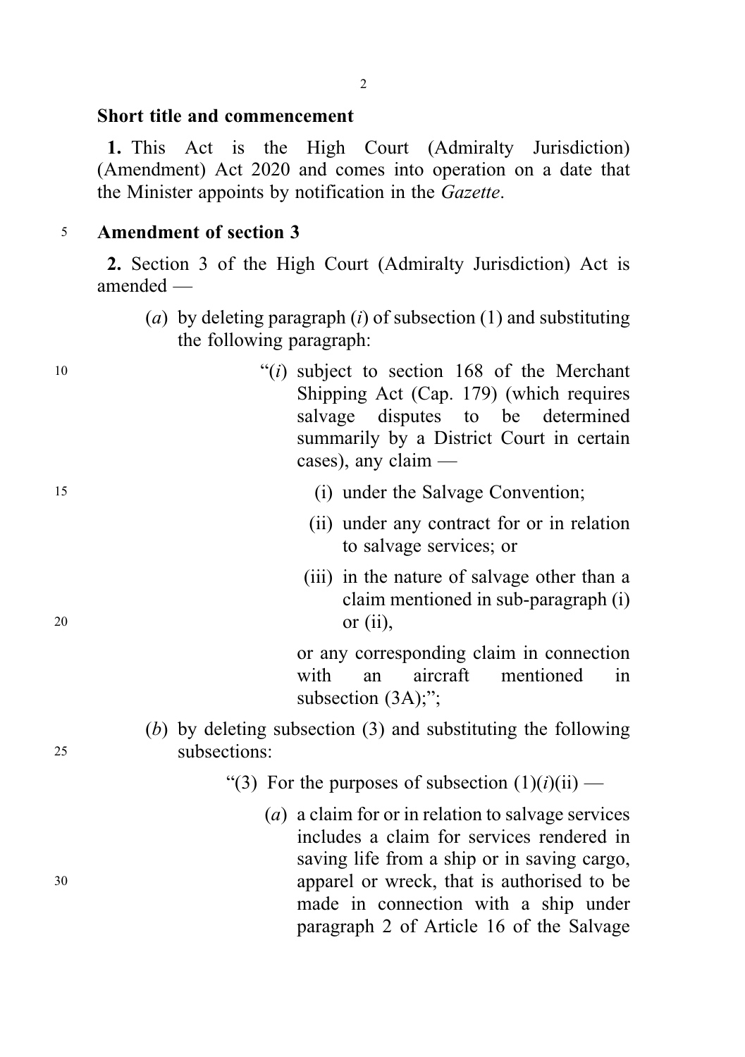## Short title and commencement

**1.** This Act is the High Court (Admiralty Jurisdiction) (Amendment) Act 2020 and comes into operation on a date that the Minister appoints by notification in the *Gazette*.

## Amendment of section 3

**2.** Section 3 of the High Court (Admiralty Jurisdiction) Act is amended —

(*a*) by deleting paragraph (*i*) of subsection (1) and substituting the following paragraph:

"(*i*) subject to section 168 of the Merchant Shipping Act (Cap. 179) (which requires salvage disputes to be determined summarily by a District Court in certain cases), any claim —

(i) under the Salvage Convention;

(ii) under any contract for or in relation to salvage services; or

(iii) in the nature of salvage other than a claim mentioned in sub-paragraph (i) or (ii),

or any corresponding claim in connection with an aircraft mentioned in subsection (3A);";

(*b*) by deleting subsection (3) and substituting the following subsections:

"(3) For the purposes of subsection (1)(*i*)(ii) —

(*a*) a claim for or in relation to salvage services includes a claim for services rendered in saving life from a ship or in saving cargo, apparel or wreck, that is authorised to be made in connection with a ship under paragraph 2 of Article 16 of the Salvage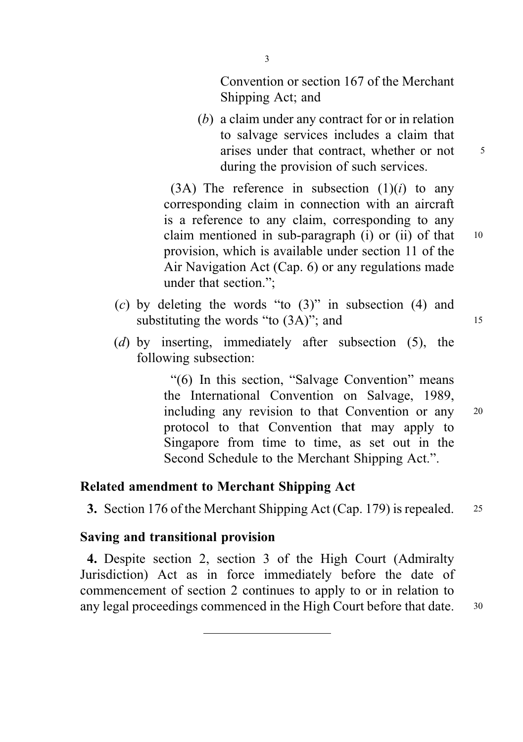Convention or section 167 of the Merchant Shipping Act; and

(*b*) a claim under any contract for or in relation to salvage services includes a claim that arises under that contract, whether or not during the provision of such services.

(3A) The reference in subsection (1)(*i*) to any corresponding claim in connection with an aircraft is a reference to any claim, corresponding to any claim mentioned in sub-paragraph (i) or (ii) of that provision, which is available under section 11 of the Air Navigation Act (Cap. 6) or any regulations made under that section.";

(*c*) by deleting the words "to (3)" in subsection (4) and substituting the words "to (3A)"; and

(*d*) by inserting, immediately after subsection (5), the following subsection:

"(6) In this section, "Salvage Convention" means the International Convention on Salvage, 1989, including any revision to that Convention or any protocol to that Convention that may apply to Singapore from time to time, as set out in the Second Schedule to the Merchant Shipping Act.".

**Related amendment to Merchant Shipping Act**

**3.** Section 176 of the Merchant Shipping Act (Cap. 179) is repealed.

**Saving and transitional provision**

**4.** Despite section 2, section 3 of the High Court (Admiralty Jurisdiction) Act as in force immediately before the date of commencement of section 2 continues to apply to or in relation to any legal proceedings commenced in the High Court before that date.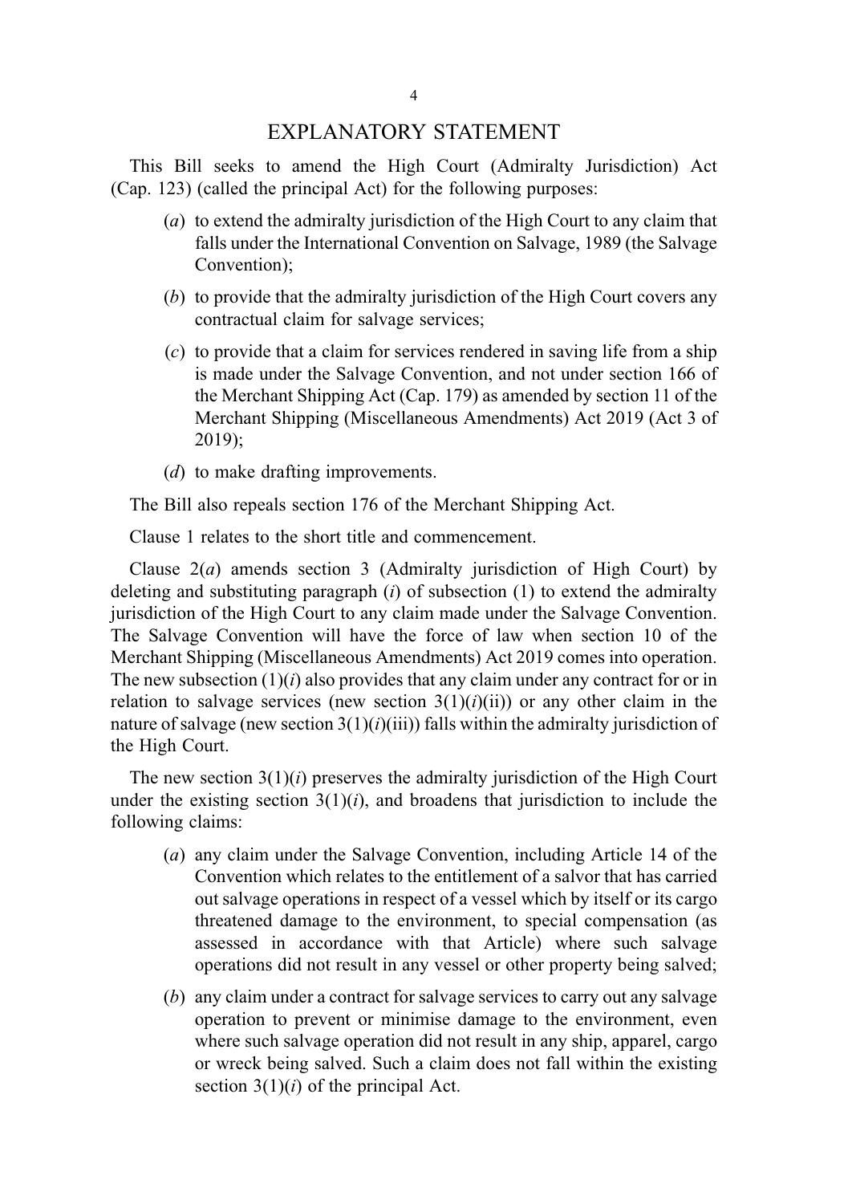# EXPLANATORY STATEMENT

This Bill seeks to amend the High Court (Admiralty Jurisdiction) Act (Cap. 123) (called the principal Act) for the following purposes:

- (*a*) to extend the admiralty jurisdiction of the High Court to any claim that falls under the International Convention on Salvage, 1989 (the Salvage Convention);
- (*b*) to provide that the admiralty jurisdiction of the High Court covers any contractual claim for salvage services;
- (*c*) to provide that a claim for services rendered in saving life from a ship is made under the Salvage Convention, and not under section 166 of the Merchant Shipping Act (Cap. 179) as amended by section 11 of the Merchant Shipping (Miscellaneous Amendments) Act 2019 (Act 3 of 2019);
- (*d*) to make drafting improvements.

The Bill also repeals section 176 of the Merchant Shipping Act.

Clause 1 relates to the short title and commencement.

Clause 2(*a*) amends section 3 (Admiralty jurisdiction of High Court) by deleting and substituting paragraph (*i*) of subsection (1) to extend the admiralty jurisdiction of the High Court to any claim made under the Salvage Convention. The Salvage Convention will have the force of law when section 10 of the Merchant Shipping (Miscellaneous Amendments) Act 2019 comes into operation. The new subsection (1)(*i*) also provides that any claim under any contract for or in relation to salvage services (new section 3(1)(*i*)(ii)) or any other claim in the nature of salvage (new section 3(1)(*i*)(iii)) falls within the admiralty jurisdiction of the High Court.

The new section 3(1)(*i*) preserves the admiralty jurisdiction of the High Court under the existing section 3(1)(*i*), and broadens that jurisdiction to include the following claims:

- (*a*) any claim under the Salvage Convention, including Article 14 of the Convention which relates to the entitlement of a salvor that has carried out salvage operations in respect of a vessel which by itself or its cargo threatened damage to the environment, to special compensation (as assessed in accordance with that Article) where such salvage operations did not result in any vessel or other property being salved;
- (*b*) any claim under a contract for salvage services to carry out any salvage operation to prevent or minimise damage to the environment, even where such salvage operation did not result in any ship, apparel, cargo or wreck being salved. Such a claim does not fall within the existing section 3(1)(*i*) of the principal Act.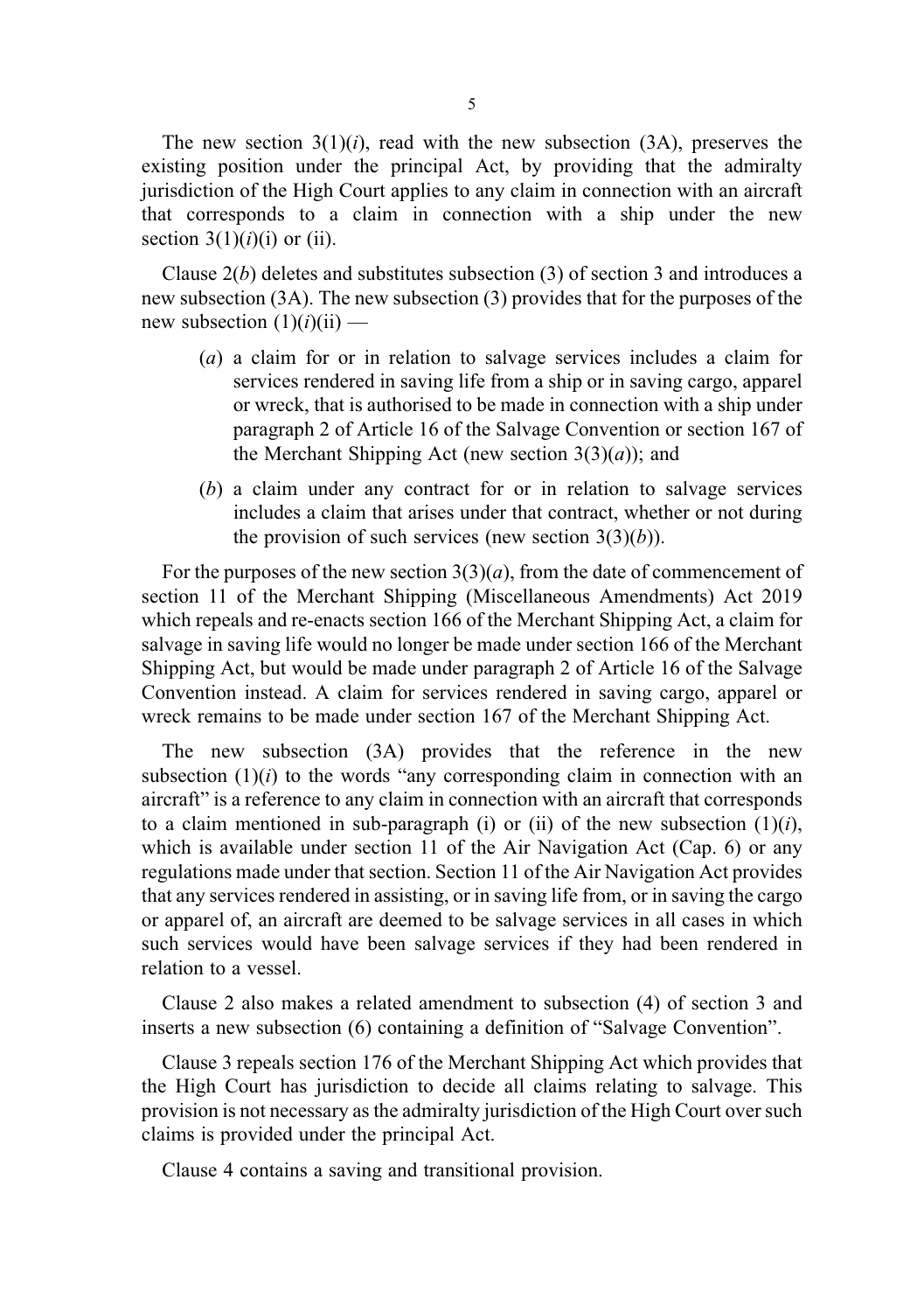The new section 3(1)(*i*), read with the new subsection (3A), preserves the existing position under the principal Act, by providing that the admiralty jurisdiction of the High Court applies to any claim in connection with an aircraft that corresponds to a claim in connection with a ship under the new section 3(1)(*i*)(i) or (ii).

Clause 2(*b*) deletes and substitutes subsection (3) of section 3 and introduces a new subsection (3A). The new subsection (3) provides that for the purposes of the new subsection (1)(*i*)(ii) —

(*a*) a claim for or in relation to salvage services includes a claim for services rendered in saving life from a ship or in saving cargo, apparel or wreck, that is authorised to be made in connection with a ship under paragraph 2 of Article 16 of the Salvage Convention or section 167 of the Merchant Shipping Act (new section 3(3)(*a*)); and

(*b*) a claim under any contract for or in relation to salvage services includes a claim that arises under that contract, whether or not during the provision of such services (new section 3(3)(*b*)).

For the purposes of the new section 3(3)(*a*), from the date of commencement of section 11 of the Merchant Shipping (Miscellaneous Amendments) Act 2019 which repeals and re-enacts section 166 of the Merchant Shipping Act, a claim for salvage in saving life would no longer be made under section 166 of the Merchant Shipping Act, but would be made under paragraph 2 of Article 16 of the Salvage Convention instead. A claim for services rendered in saving cargo, apparel or wreck remains to be made under section 167 of the Merchant Shipping Act.

The new subsection (3A) provides that the reference in the new subsection (1)(*i*) to the words "any corresponding claim in connection with an aircraft" is a reference to any claim in connection with an aircraft that corresponds to a claim mentioned in sub-paragraph (i) or (ii) of the new subsection (1)(*i*), which is available under section 11 of the Air Navigation Act (Cap. 6) or any regulations made under that section. Section 11 of the Air Navigation Act provides that any services rendered in assisting, or in saving life from, or in saving the cargo or apparel of, an aircraft are deemed to be salvage services in all cases in which such services would have been salvage services if they had been rendered in relation to a vessel.

Clause 2 also makes a related amendment to subsection (4) of section 3 and inserts a new subsection (6) containing a definition of "Salvage Convention".

Clause 3 repeals section 176 of the Merchant Shipping Act which provides that the High Court has jurisdiction to decide all claims relating to salvage. This provision is not necessary as the admiralty jurisdiction of the High Court over such claims is provided under the principal Act.

Clause 4 contains a saving and transitional provision.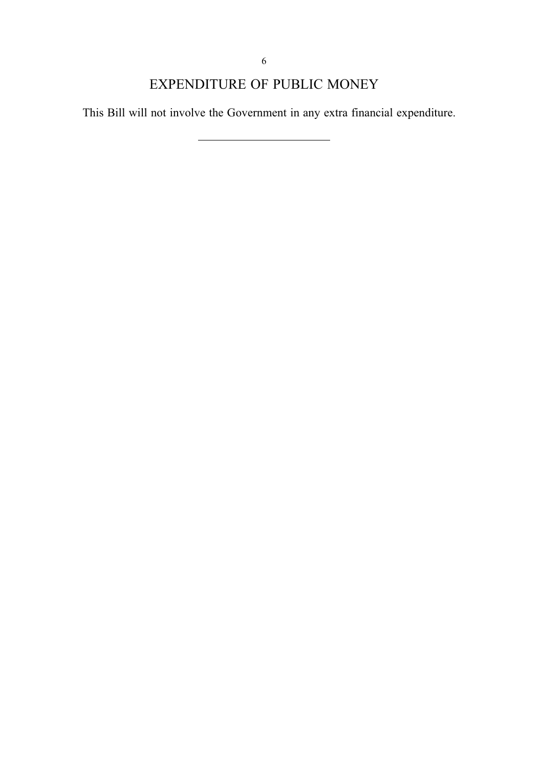## EXPENDITURE OF PUBLIC MONEY

This Bill will not involve the Government in any extra financial expenditure.